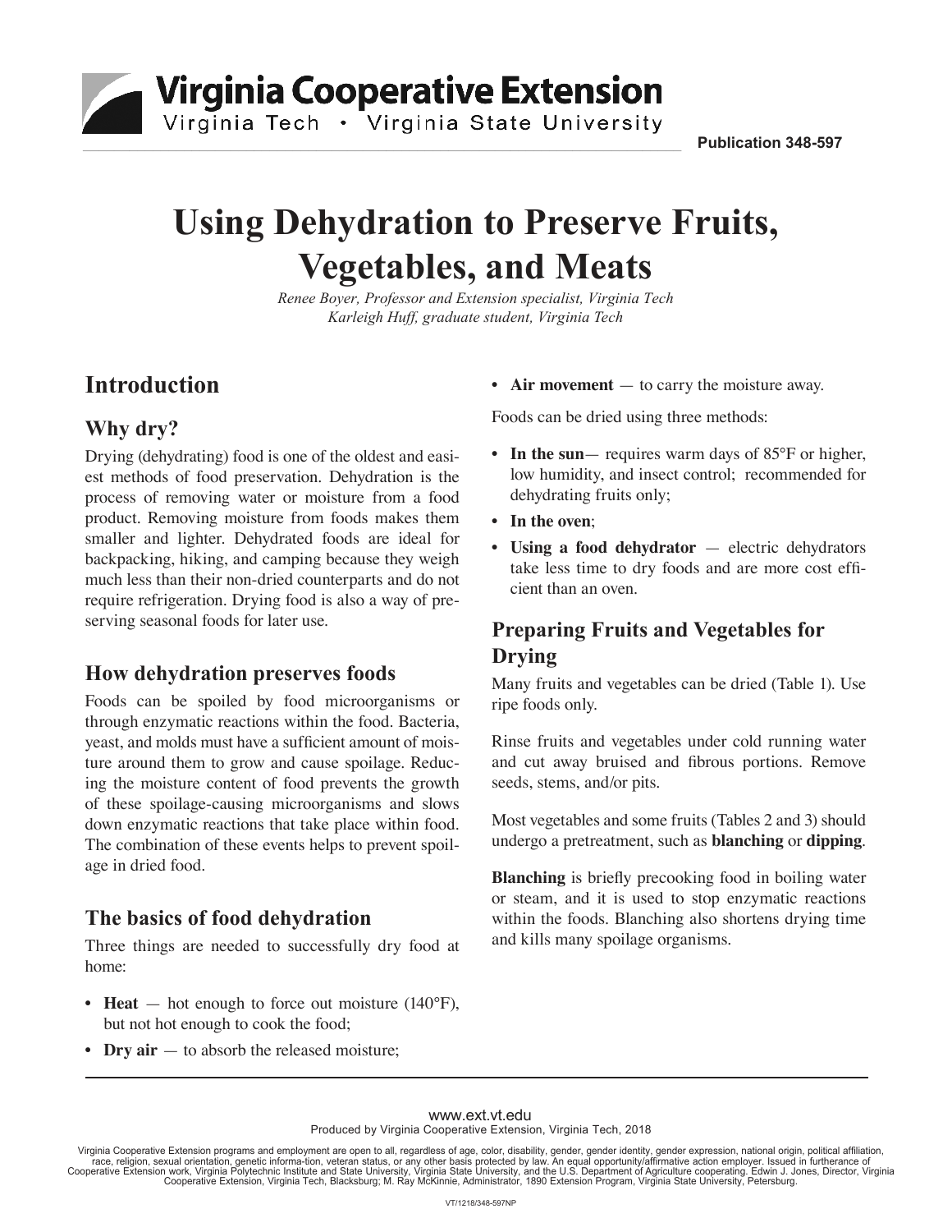Virginia Cooperative Extension
Virginia Tech • Virginia State University

Publication 348-597

# Using Dehydration to Preserve Fruits, Vegetables, and Meats

*Renee Boyer, Professor and Extension specialist, Virginia Tech*
*Karleigh Huff, graduate student, Virginia Tech*

## Introduction

### Why dry?

Drying (dehydrating) food is one of the oldest and easiest methods of food preservation. Dehydration is the process of removing water or moisture from a food product. Removing moisture from foods makes them smaller and lighter. Dehydrated foods are ideal for backpacking, hiking, and camping because they weigh much less than their non-dried counterparts and do not require refrigeration. Drying food is also a way of preserving seasonal foods for later use.

### How dehydration preserves foods

Foods can be spoiled by food microorganisms or through enzymatic reactions within the food. Bacteria, yeast, and molds must have a sufficient amount of moisture around them to grow and cause spoilage. Reducing the moisture content of food prevents the growth of these spoilage-causing microorganisms and slows down enzymatic reactions that take place within food. The combination of these events helps to prevent spoilage in dried food.

### The basics of food dehydration

Three things are needed to successfully dry food at home:

- **Heat** — hot enough to force out moisture (140°F), but not hot enough to cook the food;
- **Dry air** — to absorb the released moisture;
- **Air movement** — to carry the moisture away.

Foods can be dried using three methods:

- **In the sun**— requires warm days of 85°F or higher, low humidity, and insect control; recommended for dehydrating fruits only;
- **In the oven**;
- **Using a food dehydrator** — electric dehydrators take less time to dry foods and are more cost efficient than an oven.

### Preparing Fruits and Vegetables for Drying

Many fruits and vegetables can be dried (Table 1). Use ripe foods only.

Rinse fruits and vegetables under cold running water and cut away bruised and fibrous portions. Remove seeds, stems, and/or pits.

Most vegetables and some fruits (Tables 2 and 3) should undergo a pretreatment, such as **blanching** or **dipping**.

**Blanching** is briefly precooking food in boiling water or steam, and it is used to stop enzymatic reactions within the foods. Blanching also shortens drying time and kills many spoilage organisms.

www.ext.vt.edu
Produced by Virginia Cooperative Extension, Virginia Tech, 2018

Virginia Cooperative Extension programs and employment are open to all, regardless of age, color, disability, gender, gender identity, gender expression, national origin, political affiliation, race, religion, sexual orientation, genetic informa-tion, veteran status, or any other basis protected by law. An equal opportunity/affirmative action employer. Issued in furtherance of Cooperative Extension work, Virginia Polytechnic Institute and State University, Virginia State University, and the U.S. Department of Agriculture cooperating. Edwin J. Jones, Director, Virginia Cooperative Extension, Virginia Tech, Blacksburg; M. Ray McKinnie, Administrator, 1890 Extension Program, Virginia State University, Petersburg.

VT/1218/348-597NP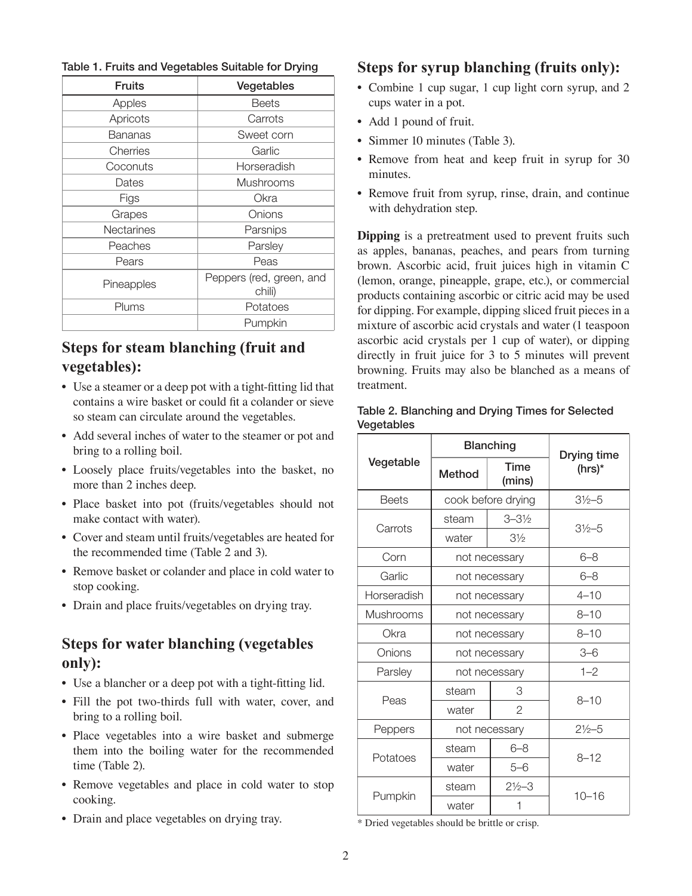Table 1. Fruits and Vegetables Suitable for Drying

| Fruits | Vegetables |
| --- | --- |
| Apples | Beets |
| Apricots | Carrots |
| Bananas | Sweet corn |
| Cherries | Garlic |
| Coconuts | Horseradish |
| Dates | Mushrooms |
| Figs | Okra |
| Grapes | Onions |
| Nectarines | Parsnips |
| Peaches | Parsley |
| Pears | Peas |
| Pineapples | Peppers (red, green, and chili) |
| Plums | Potatoes |
| | Pumpkin |

## Steps for steam blanching (fruit and vegetables):

- Use a steamer or a deep pot with a tight-fitting lid that contains a wire basket or could fit a colander or sieve so steam can circulate around the vegetables.
- Add several inches of water to the steamer or pot and bring to a rolling boil.
- Loosely place fruits/vegetables into the basket, no more than 2 inches deep.
- Place basket into pot (fruits/vegetables should not make contact with water).
- Cover and steam until fruits/vegetables are heated for the recommended time (Table 2 and 3).
- Remove basket or colander and place in cold water to stop cooking.
- Drain and place fruits/vegetables on drying tray.

## Steps for water blanching (vegetables only):

- Use a blancher or a deep pot with a tight-fitting lid.
- Fill the pot two-thirds full with water, cover, and bring to a rolling boil.
- Place vegetables into a wire basket and submerge them into the boiling water for the recommended time (Table 2).
- Remove vegetables and place in cold water to stop cooking.
- Drain and place vegetables on drying tray.

## Steps for syrup blanching (fruits only):

- Combine 1 cup sugar, 1 cup light corn syrup, and 2 cups water in a pot.
- Add 1 pound of fruit.
- Simmer 10 minutes (Table 3).
- Remove from heat and keep fruit in syrup for 30 minutes.
- Remove fruit from syrup, rinse, drain, and continue with dehydration step.

**Dipping** is a pretreatment used to prevent fruits such as apples, bananas, peaches, and pears from turning brown. Ascorbic acid, fruit juices high in vitamin C (lemon, orange, pineapple, grape, etc.), or commercial products containing ascorbic or citric acid may be used for dipping. For example, dipping sliced fruit pieces in a mixture of ascorbic acid crystals and water (1 teaspoon ascorbic acid crystals per 1 cup of water), or dipping directly in fruit juice for 3 to 5 minutes will prevent browning. Fruits may also be blanched as a means of treatment.

Table 2. Blanching and Drying Times for Selected Vegetables

| Vegetable | Blanching | | Drying time (hrs)* |
| --- | --- | --- | --- |
| | Method | Time (mins) | |
| Beets | cook before drying | | 3½–5 |
| Carrots | steam | 3–3½ | 3½–5 |
| | water | 3½ | |
| Corn | not necessary | | 6–8 |
| Garlic | not necessary | | 6–8 |
| Horseradish | not necessary | | 4–10 |
| Mushrooms | not necessary | | 8–10 |
| Okra | not necessary | | 8–10 |
| Onions | not necessary | | 3–6 |
| Parsley | not necessary | | 1–2 |
| Peas | steam | 3 | 8–10 |
| | water | 2 | |
| Peppers | not necessary | | 2½–5 |
| Potatoes | steam | 6–8 | 8–12 |
| | water | 5–6 | |
| Pumpkin | steam | 2½–3 | 10–16 |
| | water | 1 | |

* Dried vegetables should be brittle or crisp.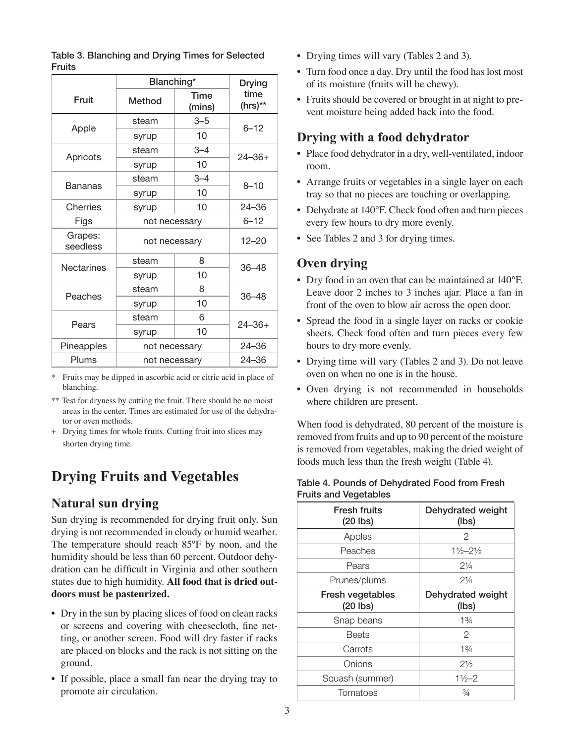**Table 3. Blanching and Drying Times for Selected Fruits**

| Fruit | Blanching* | | Drying time (hrs)** |
|---|---|---|---|
| | Method | Time (mins) | |
| Apple | steam | 3–5 | 6–12 |
| | syrup | 10 | |
| Apricots | steam | 3–4 | 24–36+ |
| | syrup | 10 | |
| Bananas | steam | 3–4 | 8–10 |
| | syrup | 10 | |
| Cherries | syrup | 10 | 24–36 |
| Figs | not necessary | | 6–12 |
| Grapes: seedless | not necessary | | 12–20 |
| Nectarines | steam | 8 | 36–48 |
| | syrup | 10 | |
| Peaches | steam | 8 | 36–48 |
| | syrup | 10 | |
| Pears | steam | 6 | 24–36+ |
| | syrup | 10 | |
| Pineapples | not necessary | | 24–36 |
| Plums | not necessary | | 24–36 |

\* Fruits may be dipped in ascorbic acid or citric acid in place of blanching.

** Test for dryness by cutting the fruit. There should be no moist areas in the center. Times are estimated for use of the dehydrator or oven methods.

\+ Drying times for whole fruits. Cutting fruit into slices may shorten drying time.

# Drying Fruits and Vegetables

## Natural sun drying

Sun drying is recommended for drying fruit only. Sun drying is not recommended in cloudy or humid weather. The temperature should reach 85°F by noon, and the humidity should be less than 60 percent. Outdoor dehydration can be difficult in Virginia and other southern states due to high humidity. **All food that is dried outdoors must be pasteurized.**

- Dry in the sun by placing slices of food on clean racks or screens and covering with cheesecloth, fine netting, or another screen. Food will dry faster if racks are placed on blocks and the rack is not sitting on the ground.
- If possible, place a small fan near the drying tray to promote air circulation.
- Drying times will vary (Tables 2 and 3).
- Turn food once a day. Dry until the food has lost most of its moisture (fruits will be chewy).
- Fruits should be covered or brought in at night to prevent moisture being added back into the food.

## Drying with a food dehydrator

- Place food dehydrator in a dry, well-ventilated, indoor room.
- Arrange fruits or vegetables in a single layer on each tray so that no pieces are touching or overlapping.
- Dehydrate at 140°F. Check food often and turn pieces every few hours to dry more evenly.
- See Tables 2 and 3 for drying times.

## Oven drying

- Dry food in an oven that can be maintained at 140°F. Leave door 2 inches to 3 inches ajar. Place a fan in front of the oven to blow air across the open door.
- Spread the food in a single layer on racks or cookie sheets. Check food often and turn pieces every few hours to dry more evenly.
- Drying time will vary (Tables 2 and 3). Do not leave oven on when no one is in the house.
- Oven drying is not recommended in households where children are present.

When food is dehydrated, 80 percent of the moisture is removed from fruits and up to 90 percent of the moisture is removed from vegetables, making the dried weight of foods much less than the fresh weight (Table 4).

**Table 4. Pounds of Dehydrated Food from Fresh Fruits and Vegetables**

| Fresh fruits (20 lbs) | Dehydrated weight (lbs) |
|---|---|
| Apples | 2 |
| Peaches | 1½–2½ |
| Pears | 2¼ |
| Prunes/plums | 2¼ |
| **Fresh vegetables (20 lbs)** | **Dehydrated weight (lbs)** |
| Snap beans | 1¾ |
| Beets | 2 |
| Carrots | 1¾ |
| Onions | 2½ |
| Squash (summer) | 1½–2 |
| Tomatoes | ¾ |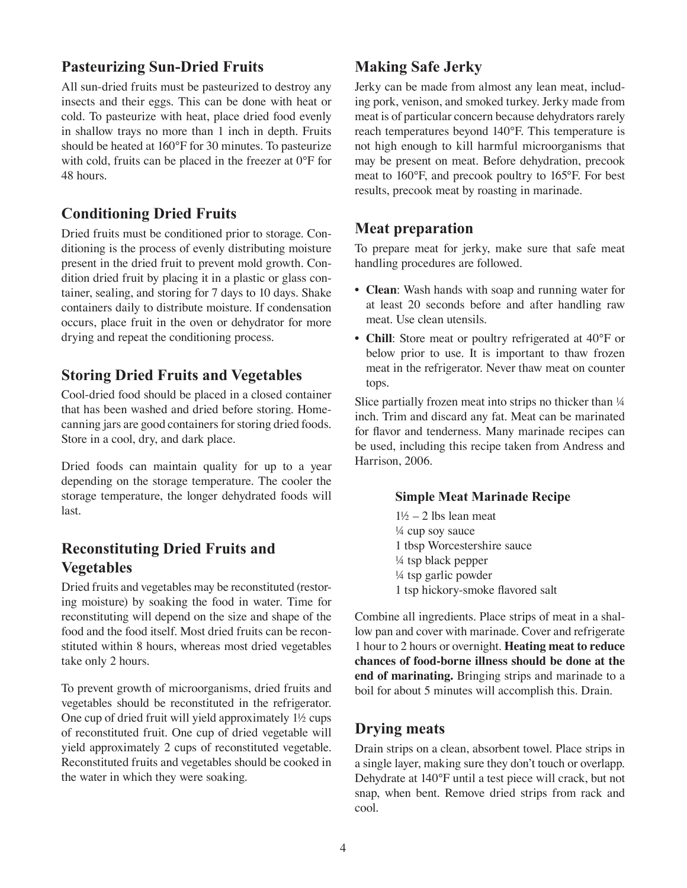## Pasteurizing Sun-Dried Fruits

All sun-dried fruits must be pasteurized to destroy any insects and their eggs. This can be done with heat or cold. To pasteurize with heat, place dried food evenly in shallow trays no more than 1 inch in depth. Fruits should be heated at 160°F for 30 minutes. To pasteurize with cold, fruits can be placed in the freezer at 0°F for 48 hours.

## Conditioning Dried Fruits

Dried fruits must be conditioned prior to storage. Conditioning is the process of evenly distributing moisture present in the dried fruit to prevent mold growth. Condition dried fruit by placing it in a plastic or glass container, sealing, and storing for 7 days to 10 days. Shake containers daily to distribute moisture. If condensation occurs, place fruit in the oven or dehydrator for more drying and repeat the conditioning process.

## Storing Dried Fruits and Vegetables

Cool-dried food should be placed in a closed container that has been washed and dried before storing. Home-canning jars are good containers for storing dried foods. Store in a cool, dry, and dark place.

Dried foods can maintain quality for up to a year depending on the storage temperature. The cooler the storage temperature, the longer dehydrated foods will last.

## Reconstituting Dried Fruits and Vegetables

Dried fruits and vegetables may be reconstituted (restoring moisture) by soaking the food in water. Time for reconstituting will depend on the size and shape of the food and the food itself. Most dried fruits can be reconstituted within 8 hours, whereas most dried vegetables take only 2 hours.

To prevent growth of microorganisms, dried fruits and vegetables should be reconstituted in the refrigerator. One cup of dried fruit will yield approximately 1½ cups of reconstituted fruit. One cup of dried vegetable will yield approximately 2 cups of reconstituted vegetable. Reconstituted fruits and vegetables should be cooked in the water in which they were soaking.

## Making Safe Jerky

Jerky can be made from almost any lean meat, including pork, venison, and smoked turkey. Jerky made from meat is of particular concern because dehydrators rarely reach temperatures beyond 140°F. This temperature is not high enough to kill harmful microorganisms that may be present on meat. Before dehydration, precook meat to 160°F, and precook poultry to 165°F. For best results, precook meat by roasting in marinade.

## Meat preparation

To prepare meat for jerky, make sure that safe meat handling procedures are followed.

- **Clean**: Wash hands with soap and running water for at least 20 seconds before and after handling raw meat. Use clean utensils.
- **Chill**: Store meat or poultry refrigerated at 40°F or below prior to use. It is important to thaw frozen meat in the refrigerator. Never thaw meat on counter tops.

Slice partially frozen meat into strips no thicker than ¼ inch. Trim and discard any fat. Meat can be marinated for flavor and tenderness. Many marinade recipes can be used, including this recipe taken from Andress and Harrison, 2006.

**Simple Meat Marinade Recipe**

1½ – 2 lbs lean meat
¼ cup soy sauce
1 tbsp Worcestershire sauce
¼ tsp black pepper
¼ tsp garlic powder
1 tsp hickory-smoke flavored salt

Combine all ingredients. Place strips of meat in a shallow pan and cover with marinade. Cover and refrigerate 1 hour to 2 hours or overnight. **Heating meat to reduce chances of food-borne illness should be done at the end of marinating.** Bringing strips and marinade to a boil for about 5 minutes will accomplish this. Drain.

## Drying meats

Drain strips on a clean, absorbent towel. Place strips in a single layer, making sure they don't touch or overlapp. Dehydrate at 140°F until a test piece will crack, but not snap, when bent. Remove dried strips from rack and cool.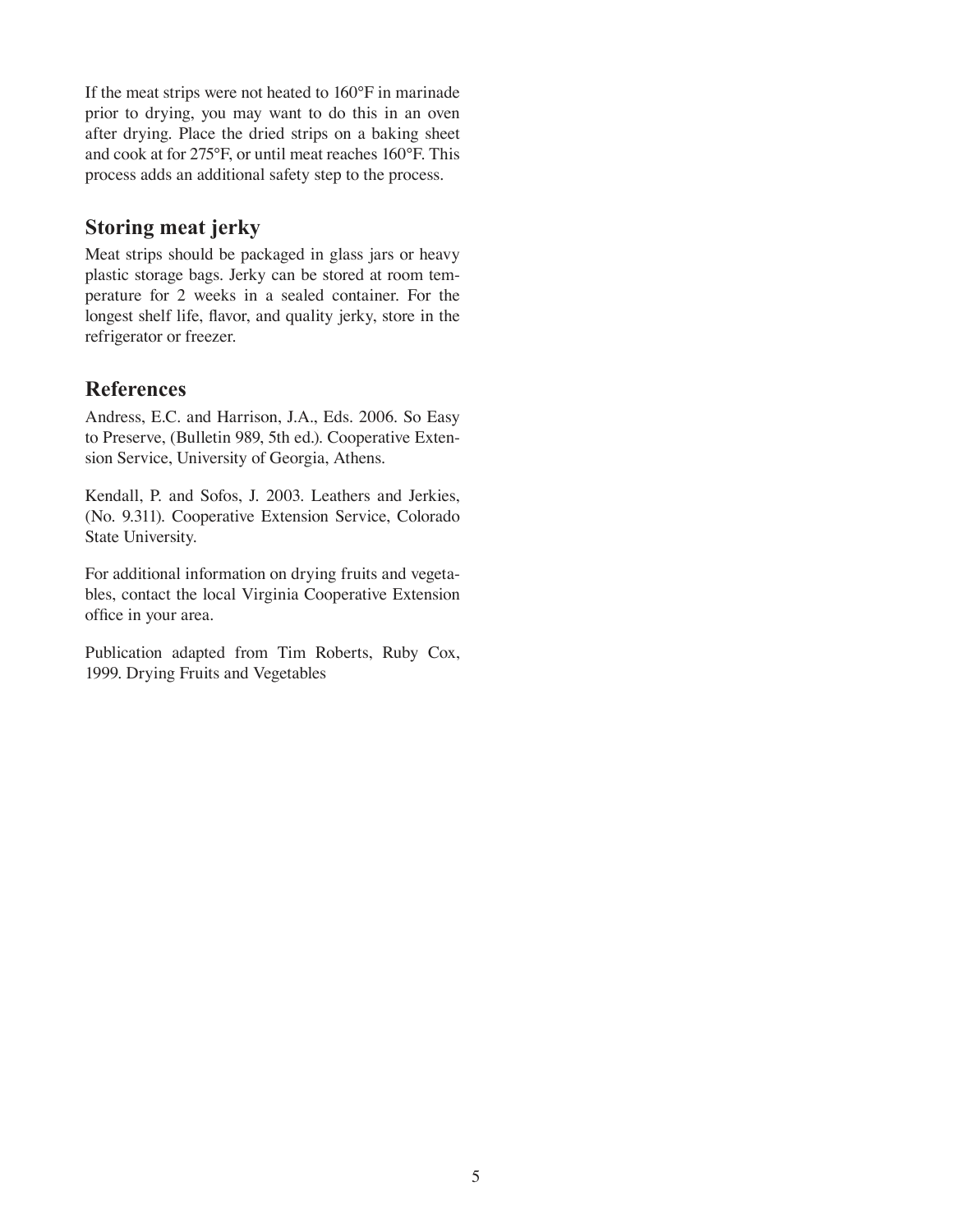If the meat strips were not heated to 160°F in marinade prior to drying, you may want to do this in an oven after drying. Place the dried strips on a baking sheet and cook at for 275°F, or until meat reaches 160°F. This process adds an additional safety step to the process.

## Storing meat jerky

Meat strips should be packaged in glass jars or heavy plastic storage bags. Jerky can be stored at room temperature for 2 weeks in a sealed container. For the longest shelf life, flavor, and quality jerky, store in the refrigerator or freezer.

## References

Andress, E.C. and Harrison, J.A., Eds. 2006. So Easy to Preserve, (Bulletin 989, 5th ed.). Cooperative Extension Service, University of Georgia, Athens.

Kendall, P. and Sofos, J. 2003. Leathers and Jerkies, (No. 9.311). Cooperative Extension Service, Colorado State University.

For additional information on drying fruits and vegetables, contact the local Virginia Cooperative Extension office in your area.

Publication adapted from Tim Roberts, Ruby Cox, 1999. Drying Fruits and Vegetables